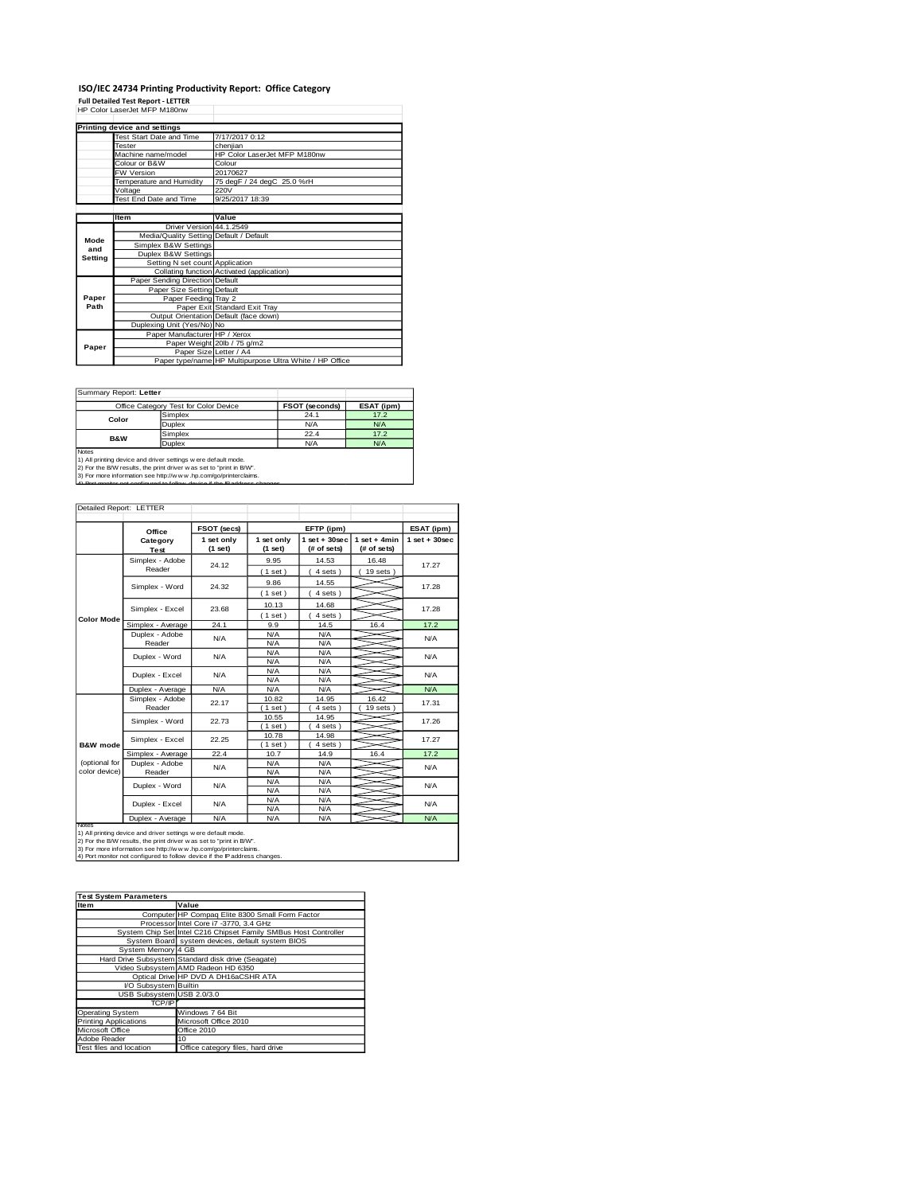# ISO/IEC 24734 Printing Productivity Report: Office Category

**Full Detailed Test Report - LETTER**

HP Color LaserJet MFP M180nw

| Printing device and settings | |
|---|---|
| Test Start Date and Time | 7/17/2017 0:12 |
| Tester | chenjian |
| Machine name/model | HP Color LaserJet MFP M180nw |
| Colour or B&W | Colour |
| FW Version | 20170627 |
| Temperature and Humidity | 75 degF / 24 degC 25.0 %rH |
| Voltage | 220V |
| Test End Date and Time | 9/25/2017 18:39 |

| | Item | Value |
|---|---|---|
| Mode and Setting | Driver Version | 44.1.2549 |
| | Media/Quality Setting | Default / Default |
| | Simplex B&W Settings | |
| | Duplex B&W Settings | |
| | Setting N set count | Application |
| | Collating function | Activated (application) |
| Paper Path | Paper Sending Direction | Default |
| | Paper Size Setting | Default |
| | Paper Feeding | Tray 2 |
| | Paper Exit | Standard Exit Tray |
| | Output Orientation | Default (face down) |
| | Duplexing Unit (Yes/No) | No |
| Paper | Paper Manufacturer | HP / Xerox |
| | Paper Weight | 20lb / 75 g/m2 |
| | Paper Size | Letter / A4 |
| | Paper type/name | HP Multipurpose Ultra White / HP Office |

Summary Report: **Letter**

| Office Category Test for Color Device | | FSOT (seconds) | ESAT (ipm) |
|---|---|---|---|
| Color | Simplex | 24.1 | 17.2 |
| | Duplex | N/A | N/A |
| B&W | Simplex | 22.4 | 17.2 |
| | Duplex | N/A | N/A |

Notes
1) All printing device and driver settings were default mode.
2) For the B/W results, the print driver was set to "print in B/W".
3) For more information see http://www.hp.com/go/printerclaims.
4) Port monitor not configured to follow device if the IP address changes.

Detailed Report: LETTER

| | Office Category Test | FSOT (secs) 1 set only (1 set) | EFTP (ipm) 1 set only (1 set) | EFTP (ipm) 1 set + 30sec (# of sets) | EFTP (ipm) 1 set + 4min (# of sets) | ESAT (ipm) 1 set + 30sec |
|---|---|---|---|---|---|---|
| Color Mode | Simplex - Adobe Reader | 24.12 | 9.95 (1 set) | 14.53 (4 sets) | 16.48 (19 sets) | 17.27 |
| | Simplex - Word | 24.32 | 9.86 (1 set) | 14.55 (4 sets) | | 17.28 |
| | Simplex - Excel | 23.68 | 10.13 (1 set) | 14.68 (4 sets) | | 17.28 |
| | Simplex - Average | 24.1 | 9.9 | 14.5 | 16.4 | 17.2 |
| | Duplex - Adobe Reader | N/A | N/A N/A | N/A N/A | | N/A |
| | Duplex - Word | N/A | N/A N/A | N/A N/A | | N/A |
| | Duplex - Excel | N/A | N/A N/A | N/A N/A | | N/A |
| | Duplex - Average | N/A | N/A | N/A | | N/A |
| B&W mode (optional for color device) | Simplex - Adobe Reader | 22.17 | 10.82 (1 set) | 14.95 (4 sets) | 16.42 (19 sets) | 17.31 |
| | Simplex - Word | 22.73 | 10.55 (1 set) | 14.95 (4 sets) | | 17.26 |
| | Simplex - Excel | 22.25 | 10.78 (1 set) | 14.98 (4 sets) | | 17.27 |
| | Simplex - Average | 22.4 | 10.7 | 14.9 | 16.4 | 17.2 |
| | Duplex - Adobe Reader | N/A | N/A N/A | N/A N/A | | N/A |
| | Duplex - Word | N/A | N/A N/A | N/A N/A | | N/A |
| | Duplex - Excel | N/A | N/A N/A | N/A N/A | | N/A |
| | Duplex - Average | N/A | N/A | N/A | | N/A |

Notes
1) All printing device and driver settings were default mode.
2) For the B/W results, the print driver was set to "print in B/W".
3) For more information see http://www.hp.com/go/printerclaims.
4) Port monitor not configured to follow device if the IP address changes.

| Test System Parameters | |
|---|---|
| **Item** | **Value** |
| Computer | HP Compaq Elite 8300 Small Form Factor |
| Processor | Intel Core i7 -3770, 3.4 GHz |
| System Chip Set | Intel C216 Chipset Family SMBus Host Controller |
| System Board | system devices, default system BIOS |
| System Memory | 4 GB |
| Hard Drive Subsystem | Standard disk drive (Seagate) |
| Video Subsystem | AMD Radeon HD 6350 |
| Optical Drive | HP DVD A DH16aCSHR ATA |
| I/O Subsystem | Builtin |
| USB Subsystem | USB 2.0/3.0 |
| TCP/IP | |
| Operating System | Windows 7 64 Bit |
| Printing Applications | Microsoft Office 2010 |
| Microsoft Office | Office 2010 |
| Adobe Reader | 10 |
| Test files and location | Office category files, hard drive |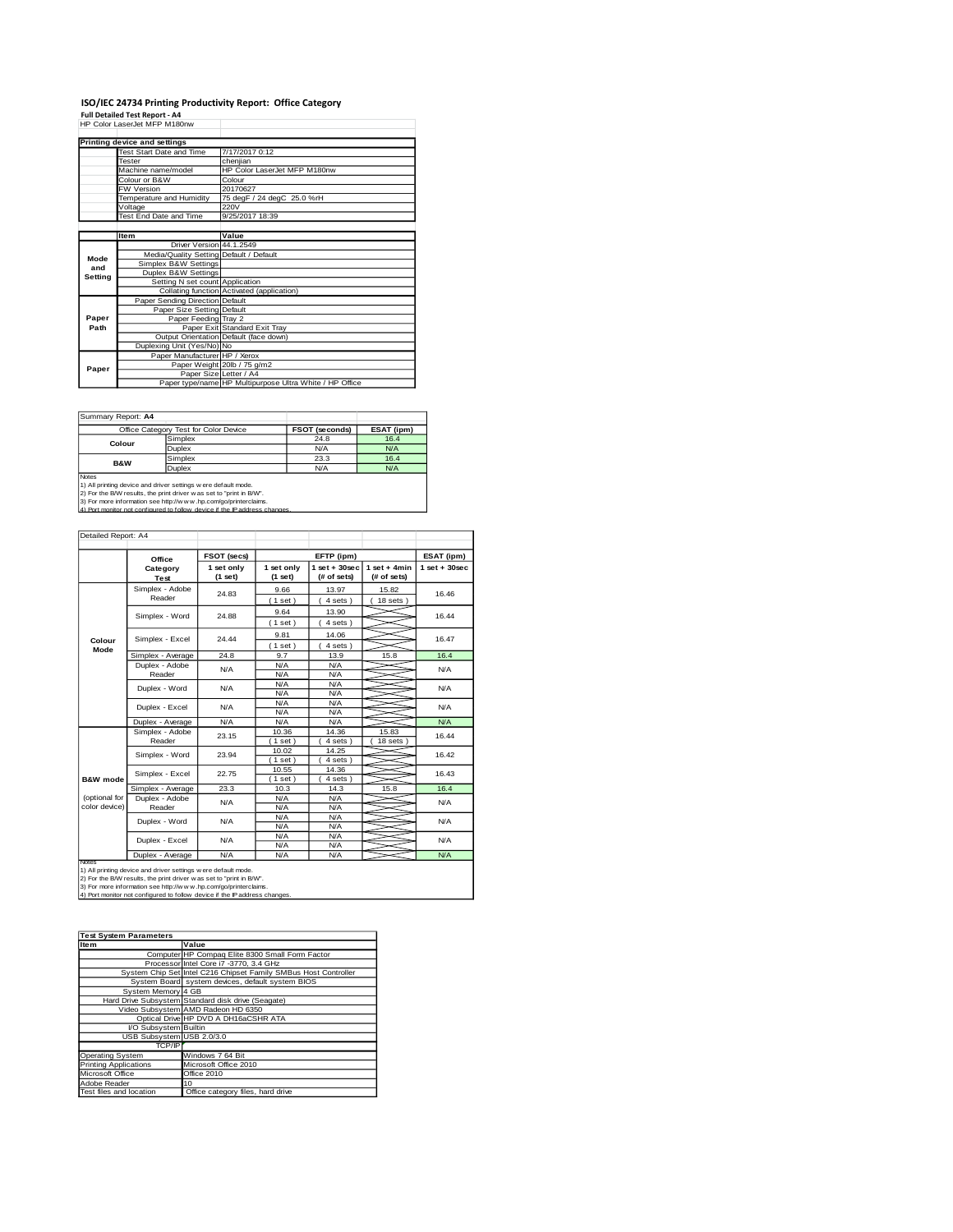## ISO/IEC 24734 Printing Productivity Report: Office Category

**Full Detailed Test Report - A4**

HP Color LaserJet MFP M180nw

| Printing device and settings | |
|---|---|
| Test Start Date and Time | 7/17/2017 0:12 |
| Tester | chenjian |
| Machine name/model | HP Color LaserJet MFP M180nw |
| Colour or B&W | Colour |
| FW Version | 20170627 |
| Temperature and Humidity | 75 degF / 24 degC 25.0 %rH |
| Voltage | 220V |
| Test End Date and Time | 9/25/2017 18:39 |

| | Item | Value |
|---|---|---|
| Mode and Setting | Driver Version | 44.1.2549 |
| | Media/Quality Setting | Default / Default |
| | Simplex B&W Settings | |
| | Duplex B&W Settings | |
| | Setting N set count | Application |
| | Collating function | Activated (application) |
| Paper Path | Paper Sending Direction | Default |
| | Paper Size Setting | Default |
| | Paper Feeding | Tray 2 |
| | Paper Exit | Standard Exit Tray |
| | Output Orientation | Default (face down) |
| | Duplexing Unit (Yes/No) | No |
| Paper | Paper Manufacturer | HP / Xerox |
| | Paper Weight | 20lb / 75 g/m2 |
| | Paper Size | Letter / A4 |
| | Paper type/name | HP Multipurpose Ultra White / HP Office |

Summary Report: **A4**

| Office Category Test for Color Device | | FSOT (seconds) | ESAT (ipm) |
|---|---|---|---|
| Colour | Simplex | 24.8 | 16.4 |
| | Duplex | N/A | N/A |
| B&W | Simplex | 23.3 | 16.4 |
| | Duplex | N/A | N/A |

Notes
1) All printing device and driver settings were default mode.
2) For the B/W results, the print driver was set to "print in B/W".
3) For more information see http://www.hp.com/go/printerclaims.
4) Port monitor not configured to follow device if the IP address changes.

Detailed Report: A4

| | Office Category Test | FSOT (secs) 1 set only (1 set) | EFTP (ipm) 1 set only (1 set) | EFTP (ipm) 1 set + 30sec (# of sets) | EFTP (ipm) 1 set + 4min (# of sets) | ESAT (ipm) 1 set + 30sec |
|---|---|---|---|---|---|---|
| Colour Mode | Simplex - Adobe Reader | 24.83 | 9.66 (1 set) | 13.97 (4 sets) | 15.82 (18 sets) | 16.46 |
| | Simplex - Word | 24.88 | 9.64 (1 set) | 13.90 (4 sets) | | 16.44 |
| | Simplex - Excel | 24.44 | 9.81 (1 set) | 14.06 (4 sets) | | 16.47 |
| | Simplex - Average | 24.8 | 9.7 | 13.9 | 15.8 | 16.4 |
| | Duplex - Adobe Reader | N/A | N/A N/A | N/A N/A | | N/A |
| | Duplex - Word | N/A | N/A N/A | N/A N/A | | N/A |
| | Duplex - Excel | N/A | N/A N/A | N/A N/A | | N/A |
| | Duplex - Average | N/A | N/A | N/A | | N/A |
| B&W mode (optional for color device) | Simplex - Adobe Reader | 23.15 | 10.36 (1 set) | 14.36 (4 sets) | 15.83 (18 sets) | 16.44 |
| | Simplex - Word | 23.94 | 10.02 (1 set) | 14.25 (4 sets) | | 16.42 |
| | Simplex - Excel | 22.75 | 10.55 (1 set) | 14.36 (4 sets) | | 16.43 |
| | Simplex - Average | 23.3 | 10.3 | 14.3 | 15.8 | 16.4 |
| | Duplex - Adobe Reader | N/A | N/A N/A | N/A N/A | | N/A |
| | Duplex - Word | N/A | N/A N/A | N/A N/A | | N/A |
| | Duplex - Excel | N/A | N/A N/A | N/A N/A | | N/A |
| | Duplex - Average | N/A | N/A | N/A | | N/A |

Notes
1) All printing device and driver settings were default mode.
2) For the B/W results, the print driver was set to "print in B/W".
3) For more information see http://www.hp.com/go/printerclaims.
4) Port monitor not configured to follow device if the IP address changes.

| Test System Parameters | |
|---|---|
| **Item** | **Value** |
| Computer | HP Compaq Elite 8300 Small Form Factor |
| Processor | Intel Core i7 -3770, 3.4 GHz |
| System Chip Set | Intel C216 Chipset Family SMBus Host Controller |
| System Board | system devices, default system BIOS |
| System Memory | 4 GB |
| Hard Drive Subsystem | Standard disk drive (Seagate) |
| Video Subsystem | AMD Radeon HD 6350 |
| Optical Drive | HP DVD A DH16aCSHR ATA |
| I/O Subsystem | Builtin |
| USB Subsystem | USB 2.0/3.0 |
| TCP/IP | |
| Operating System | Windows 7 64 Bit |
| Printing Applications | Microsoft Office 2010 |
| Microsoft Office | Office 2010 |
| Adobe Reader | 10 |
| Test files and location | Office category files, hard drive |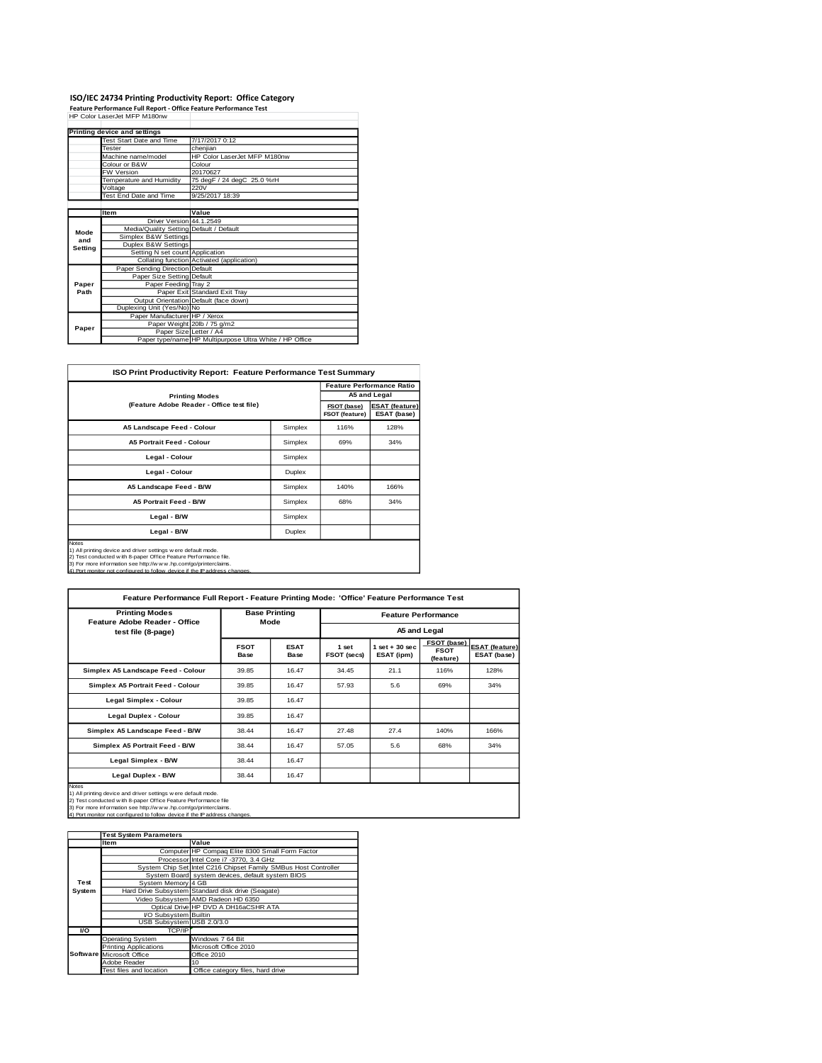# ISO/IEC 24734 Printing Productivity Report: Office Category

**Feature Performance Full Report - Office Feature Performance Test**

HP Color LaserJet MFP M180nw

| Printing device and settings | | |
|---|---|---|
| | Test Start Date and Time | 7/17/2017 0:12 |
| | Tester | chenjian |
| | Machine name/model | HP Color LaserJet MFP M180nw |
| | Colour or B&W | Colour |
| | FW Version | 20170627 |
| | Temperature and Humidity | 75 degF / 24 degC 25.0 %rH |
| | Voltage | 220V |
| | Test End Date and Time | 9/25/2017 18:39 |

| | Item | Value |
|---|---|---|
| Mode and Setting | Driver Version | 44.1.2549 |
| | Media/Quality Setting | Default / Default |
| | Simplex B&W Settings | |
| | Duplex B&W Settings | |
| | Setting N set count | Application |
| | Collating function | Activated (application) |
| Paper Path | Paper Sending Direction | Default |
| | Paper Size Setting | Default |
| | Paper Feeding | Tray 2 |
| | Paper Exit | Standard Exit Tray |
| | Output Orientation | Default (face down) |
| | Duplexing Unit (Yes/No) | No |
| Paper | Paper Manufacturer | HP / Xerox |
| | Paper Weight | 20lb / 75 g/m2 |
| | Paper Size | Letter / A4 |
| | Paper type/name | HP Multipurpose Ultra White / HP Office |

## ISO Print Productivity Report: Feature Performance Test Summary

| Printing Modes (Feature Adobe Reader - Office test file) | | Feature Performance Ratio A5 and Legal | |
|---|---|---|---|
| | | FSOT (base) / FSOT (feature) | ESAT (feature) / ESAT (base) |
| A5 Landscape Feed - Colour | Simplex | 116% | 128% |
| A5 Portrait Feed - Colour | Simplex | 69% | 34% |
| Legal - Colour | Simplex | | |
| Legal - Colour | Duplex | | |
| A5 Landscape Feed - B/W | Simplex | 140% | 166% |
| A5 Portrait Feed - B/W | Simplex | 68% | 34% |
| Legal - B/W | Simplex | | |
| Legal - B/W | Duplex | | |

Notes
1) All printing device and driver settings were default mode.
2) Test conducted with 8-paper Office Feature Performance file.
3) For more information see http://www.hp.com/go/printerclaims.
4) Port monitor not configured to follow device if the IP address changes.

## Feature Performance Full Report - Feature Printing Mode: 'Office' Feature Performance Test

| Printing Modes Feature Adobe Reader - Office test file (8-page) | Base Printing Mode | | Feature Performance A5 and Legal | | | |
|---|---|---|---|---|---|---|
| | FSOT Base | ESAT Base | 1 set FSOT (secs) | 1 set + 30 sec ESAT (ipm) | FSOT (base) / FSOT (feature) | ESAT (feature) / ESAT (base) |
| Simplex A5 Landscape Feed - Colour | 39.85 | 16.47 | 34.45 | 21.1 | 116% | 128% |
| Simplex A5 Portrait Feed - Colour | 39.85 | 16.47 | 57.93 | 5.6 | 69% | 34% |
| Legal Simplex - Colour | 39.85 | 16.47 | | | | |
| Legal Duplex - Colour | 39.85 | 16.47 | | | | |
| Simplex A5 Landscape Feed - B/W | 38.44 | 16.47 | 27.48 | 27.4 | 140% | 166% |
| Simplex A5 Portrait Feed - B/W | 38.44 | 16.47 | 57.05 | 5.6 | 68% | 34% |
| Legal Simplex - B/W | 38.44 | 16.47 | | | | |
| Legal Duplex - B/W | 38.44 | 16.47 | | | | |

Notes
1) All printing device and driver settings were default mode.
2) Test conducted with 8-paper Office Feature Performance file
3) For more information see http://www.hp.com/go/printerclaims.
4) Port monitor not configured to follow device if the IP address changes.

| | Test System Parameters | |
|---|---|---|
| | Item | Value |
| Test System | Computer | HP Compaq Elite 8300 Small Form Factor |
| | Processor | Intel Core i7 -3770, 3.4 GHz |
| | System Chip Set | Intel C216 Chipset Family SMBus Host Controller |
| | System Board | system devices, default system BIOS |
| | System Memory | 4 GB |
| | Hard Drive Subsystem | Standard disk drive (Seagate) |
| | Video Subsystem | AMD Radeon HD 6350 |
| | Optical Drive | HP DVD A DH16aCSHR ATA |
| | I/O Subsystem | Builtin |
| | USB Subsystem | USB 2.0/3.0 |
| I/O | TCP/IP | |
| Software | Operating System | Windows 7 64 Bit |
| | Printing Applications | Microsoft Office 2010 |
| | Microsoft Office | Office 2010 |
| | Adobe Reader | 10 |
| | Test files and location | Office category files, hard drive |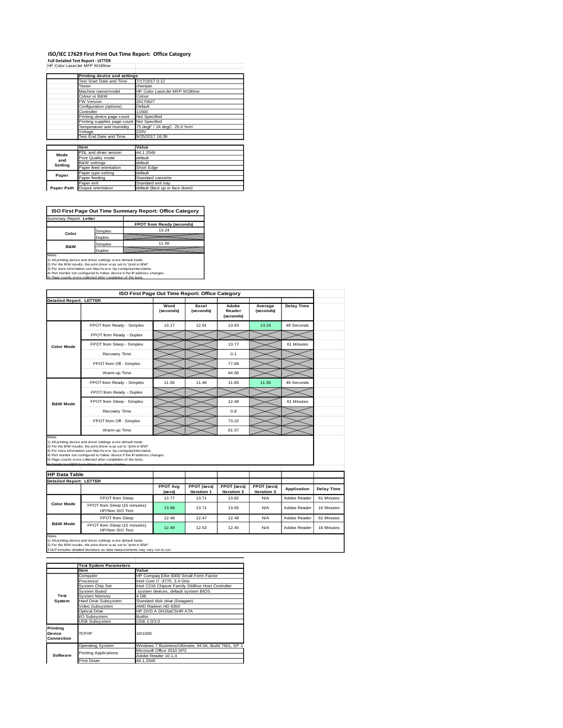# ISO/IEC 17629 First Print Out Time Report: Office Category

**Full Detailed Test Report - LETTER**

HP Color LaserJet MFP M180nw

| | | |
|---|---|---|
| | **Printing device and settings** | |
| | Test Start Date and Time | 7/17/2017 0:12 |
| | Tester | chenjian |
| | Machine name/model | HP Color LaserJet MFP M180nw |
| | Colour or B&W | Colour |
| | FW Version | 20170627 |
| | Configuration (options) | Default |
| | Controller | 11500 |
| | Printing device page count | Not Specified |
| | Printing supplies page count | Not Specified |
| | Temperature and Humidity | 75 degF / 24 degC 25.0 %rH |
| | Voltage | 220V |
| | Test End Date and Time | 9/25/2017 18:39 |

| | Item | Value |
|---|---|---|
| Mode and Setting | PDL and driver version | 44.1.2549 |
| | Print Quality mode | default |
| | B&W settings | default |
| | Paper feed orientation | Short Edge |
| Paper | Paper type setting | default |
| | Paper feeding | Standard cassette |
| | Paper exit | Standard exit tray |
| Paper Path | Output orientation | default (face up or face down) |

## ISO First Page Out Time Summary Report: Office Category

Summary Report: **Letter**

| | | FPOT from Ready (seconds) |
|---|---|---|
| Color | Simplex | 13.24 |
| | Duplex | |
| B&W | Simplex | 11.56 |
| | Duplex | |

Notes
1) All printing device and driver settings were default mode.
2) For the B/W results, the print driver was set to "print in B/W".
3) For more information see http://www.hp.com/go/printerclaims.
4) Port monitor not configured to follow device if the IP address changes.
5) Page counts were collected after completion of the tests.

## ISO First Page Out Time Report: Office Category

Detailed Report: LETTER

| | | Word (seconds) | Excel (seconds) | Adobe Reader (seconds) | Average (seconds) | Delay Time |
|---|---|---|---|---|---|---|
| Color Mode | FPOT from Ready - Simplex | 13.17 | 12.91 | 13.63 | 13.24 | 49 Seconds |
| | FPOT from Ready - Duplex | | | | | |
| | FPOT from Sleep - Simplex | | | 13.77 | | 61 Minutes |
| | Recovery Time | | | 0.1 | | |
| | FPOT from Off - Simplex | | | 77.68 | | |
| | Warm-up Time | | | 64.06 | | |
| B&W Mode | FPOT from Ready - Simplex | 11.56 | 11.46 | 11.65 | 11.56 | 49 Seconds |
| | FPOT from Ready - Duplex | | | | | |
| | FPOT from Sleep - Simplex | | | 12.48 | | 61 Minutes |
| | Recovery Time | | | 0.8 | | |
| | FPOT from Off - Simplex | | | 73.22 | | |
| | Warm-up Time | | | 61.57 | | |

Notes
1) All printing device and driver settings were default mode.
2) For the B/W results, the print driver was set to "print in B/W".
3) For more information see http://www.hp.com/go/printerclaims.
4) Port monitor not configured to follow device if the IP address changes.
5) Page counts were collected after completion of the tests.
6) Details for FPOT from Sleep are shown below.

## HP Data Table

Detailed Report: LETTER

| | | FPOT Avg (secs) | FPOT (secs) Iteration 1 | FPOT (secs) Iteration 2 | FPOT (secs) Iteration 3 | Application | Delay Time |
|---|---|---|---|---|---|---|---|
| Color Mode | FPOT from Sleep | 13.77 | 13.71 | 13.82 | N/A | Adobe Reader | 61 Minutes |
| | FPOT from Sleep (15 minutes) HP/Non ISO Test | 13.68 | 13.71 | 13.65 | N/A | Adobe Reader | 16 Minutes |
| B&W Mode | FPOT from Sleep | 12.48 | 12.47 | 12.48 | N/A | Adobe Reader | 61 Minutes |
| | FPOT from Sleep (15 minutes) HP/Non ISO Test | 12.49 | 12.53 | 12.45 | N/A | Adobe Reader | 16 Minutes |

Notes
1) All printing device and driver settings were default mode.
2) For the B/W results, the print driver was set to "print in B/W".
3 DLP includes detailed iterations as data measurements may vary run to run.

| | | |
|---|---|---|
| | **Test System Parameters** | |
| | Item | Value |
| Test System | Computer | HP Compaq Elite 8300 Small Form Factor |
| | Processor | Intel Core i7 -3770, 3.4 GHz |
| | System Chip Set | Intel C216 Chipset Family SMBus Host Controller |
| | System Board | system devices, default system BIOS |
| | System Memory | 4 GB |
| | Hard Drive Subsystem | Standard disk drive (Seagate) |
| | Video Subsystem | AMD Radeon HD 6350 |
| | Optical Drive | HP DVD A DH16aCSHR ATA |
| | I/O Subsystem | Builtin |
| | USB Subsystem | USB 2.0/3.0 |
| Printing Device Connection | TCP/IP | 10/1000 |
| Software | Operating System | Windows 7 Business/Ultimate, 64 bit, Build 7601, SP 1 |
| | Printing Applications | Microsoft Office 2010 SP2 |
| | | Adobe Reader 10.1.4 |
| | Print Driver | 44.1.2549 |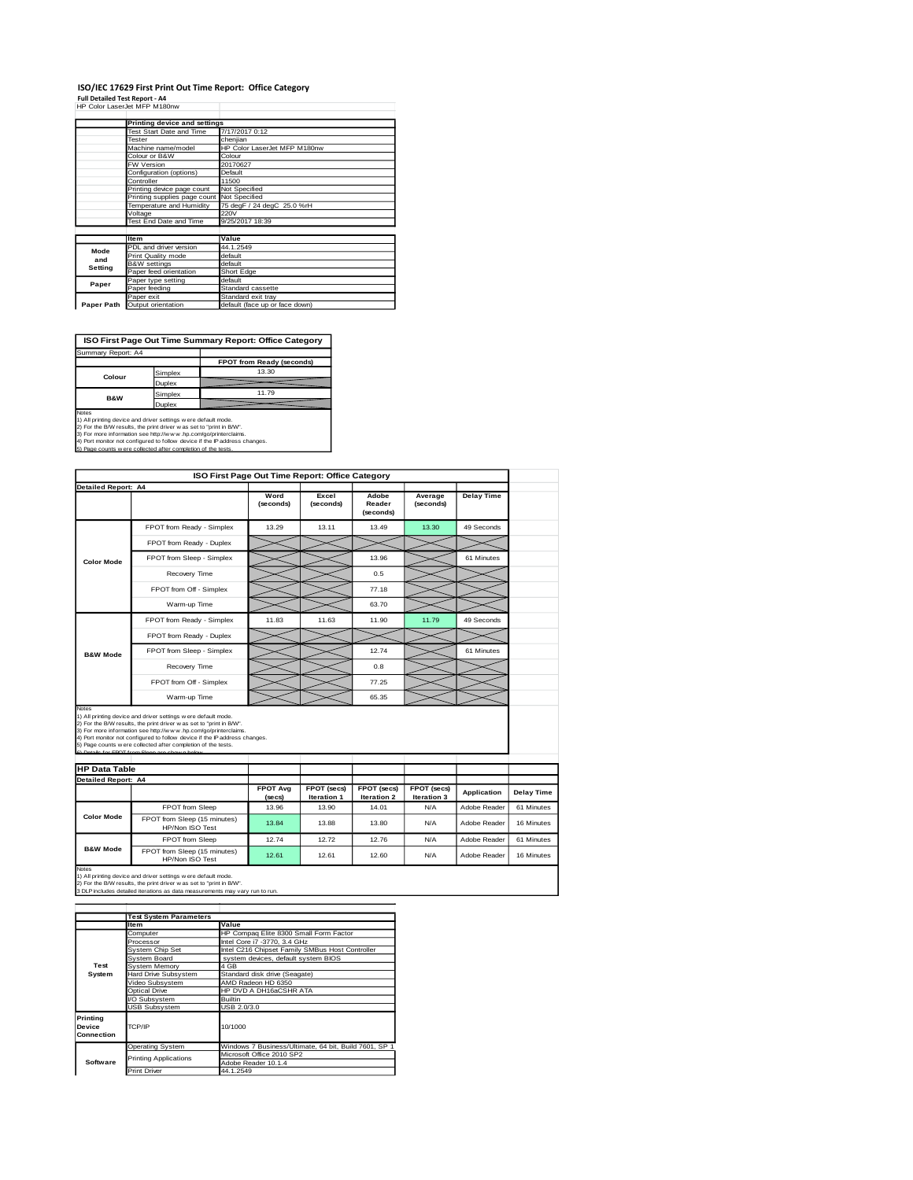# ISO/IEC 17629 First Print Out Time Report: Office Category

**Full Detailed Test Report - A4**

HP Color LaserJet MFP M180nw

| | Printing device and settings | |
|---|---|---|
| | Test Start Date and Time | 7/17/2017 0:12 |
| | Tester | chenjian |
| | Machine name/model | HP Color LaserJet MFP M180nw |
| | Colour or B&W | Colour |
| | FW Version | 20170627 |
| | Configuration (options) | Default |
| | Controller | 11500 |
| | Printing device page count | Not Specified |
| | Printing supplies page count | Not Specified |
| | Temperature and Humidity | 75 degF / 24 degC 25.0 %rH |
| | Voltage | 220V |
| | Test End Date and Time | 9/25/2017 18:39 |

| | Item | Value |
|---|---|---|
| Mode and Setting | PDL and driver version | 44.1.2549 |
| | Print Quality mode | default |
| | B&W settings | default |
| | Paper feed orientation | Short Edge |
| Paper | Paper type setting | default |
| | Paper feeding | Standard cassette |
| | Paper exit | Standard exit tray |
| Paper Path | Output orientation | default (face up or face down) |

**ISO First Page Out Time Summary Report: Office Category**

| Summary Report: A4 | | |
|---|---|---|
| | | FPOT from Ready (seconds) |
| Colour | Simplex | 13.30 |
| | Duplex | |
| B&W | Simplex | 11.79 |
| | Duplex | |

Notes
1) All printing device and driver settings were default mode.
2) For the B/W results, the print driver was set to "print in B/W".
3) For more information see http://www.hp.com/go/printerclaims.
4) Port monitor not configured to follow device if the IP address changes.
5) Page counts were collected after completion of the tests.

**ISO First Page Out Time Report: Office Category**

| Detailed Report: A4 | | Word (seconds) | Excel (seconds) | Adobe Reader (seconds) | Average (seconds) | Delay Time |
|---|---|---|---|---|---|---|
| Color Mode | FPOT from Ready - Simplex | 13.29 | 13.11 | 13.49 | 13.30 | 49 Seconds |
| | FPOT from Ready - Duplex | | | | | |
| | FPOT from Sleep - Simplex | | | 13.96 | | 61 Minutes |
| | Recovery Time | | | 0.5 | | |
| | FPOT from Off - Simplex | | | 77.18 | | |
| | Warm-up Time | | | 63.70 | | |
| B&W Mode | FPOT from Ready - Simplex | 11.83 | 11.63 | 11.90 | 11.79 | 49 Seconds |
| | FPOT from Ready - Duplex | | | | | |
| | FPOT from Sleep - Simplex | | | 12.74 | | 61 Minutes |
| | Recovery Time | | | 0.8 | | |
| | FPOT from Off - Simplex | | | 77.25 | | |
| | Warm-up Time | | | 65.35 | | |

Notes
1) All printing device and driver settings were default mode.
2) For the B/W results, the print driver was set to "print in B/W".
3) For more information see http://www.hp.com/go/printerclaims.
4) Port monitor not configured to follow device if the IP address changes.
5) Page counts were collected after completion of the tests.
6) Details for FPOT from Sleep are shown below.

**HP Data Table**

| Detailed Report: A4 | | FPOT Avg (secs) | FPOT (secs) Iteration 1 | FPOT (secs) Iteration 2 | FPOT (secs) Iteration 3 | Application | Delay Time |
|---|---|---|---|---|---|---|---|
| Color Mode | FPOT from Sleep | 13.96 | 13.90 | 14.01 | N/A | Adobe Reader | 61 Minutes |
| | FPOT from Sleep (15 minutes) HP/Non ISO Test | 13.84 | 13.88 | 13.80 | N/A | Adobe Reader | 16 Minutes |
| B&W Mode | FPOT from Sleep | 12.74 | 12.72 | 12.76 | N/A | Adobe Reader | 61 Minutes |
| | FPOT from Sleep (15 minutes) HP/Non ISO Test | 12.61 | 12.61 | 12.60 | N/A | Adobe Reader | 16 Minutes |

Notes
1) All printing device and driver settings were default mode.
2) For the B/W results, the print driver was set to "print in B/W".
3 DLP includes detailed iterations as data measurements may vary run to run.

| | Test System Parameters | |
|---|---|---|
| | Item | Value |
| Test System | Computer | HP Compaq Elite 8300 Small Form Factor |
| | Processor | Intel Core i7 -3770, 3.4 GHz |
| | System Chip Set | Intel C216 Chipset Family SMBus Host Controller |
| | System Board | system devices, default system BIOS |
| | System Memory | 4 GB |
| | Hard Drive Subsystem | Standard disk drive (Seagate) |
| | Video Subsystem | AMD Radeon HD 6350 |
| | Optical Drive | HP DVD A DH16aCSHR ATA |
| | I/O Subsystem | Builtin |
| | USB Subsystem | USB 2.0/3.0 |
| Printing Device Connection | TCP/IP | 10/1000 |
| Software | Operating System | Windows 7 Business/Ultimate, 64 bit, Build 7601, SP 1 |
| | Printing Applications | Microsoft Office 2010 SP2 |
| | | Adobe Reader 10.1.4 |
| | Print Driver | 44.1.2549 |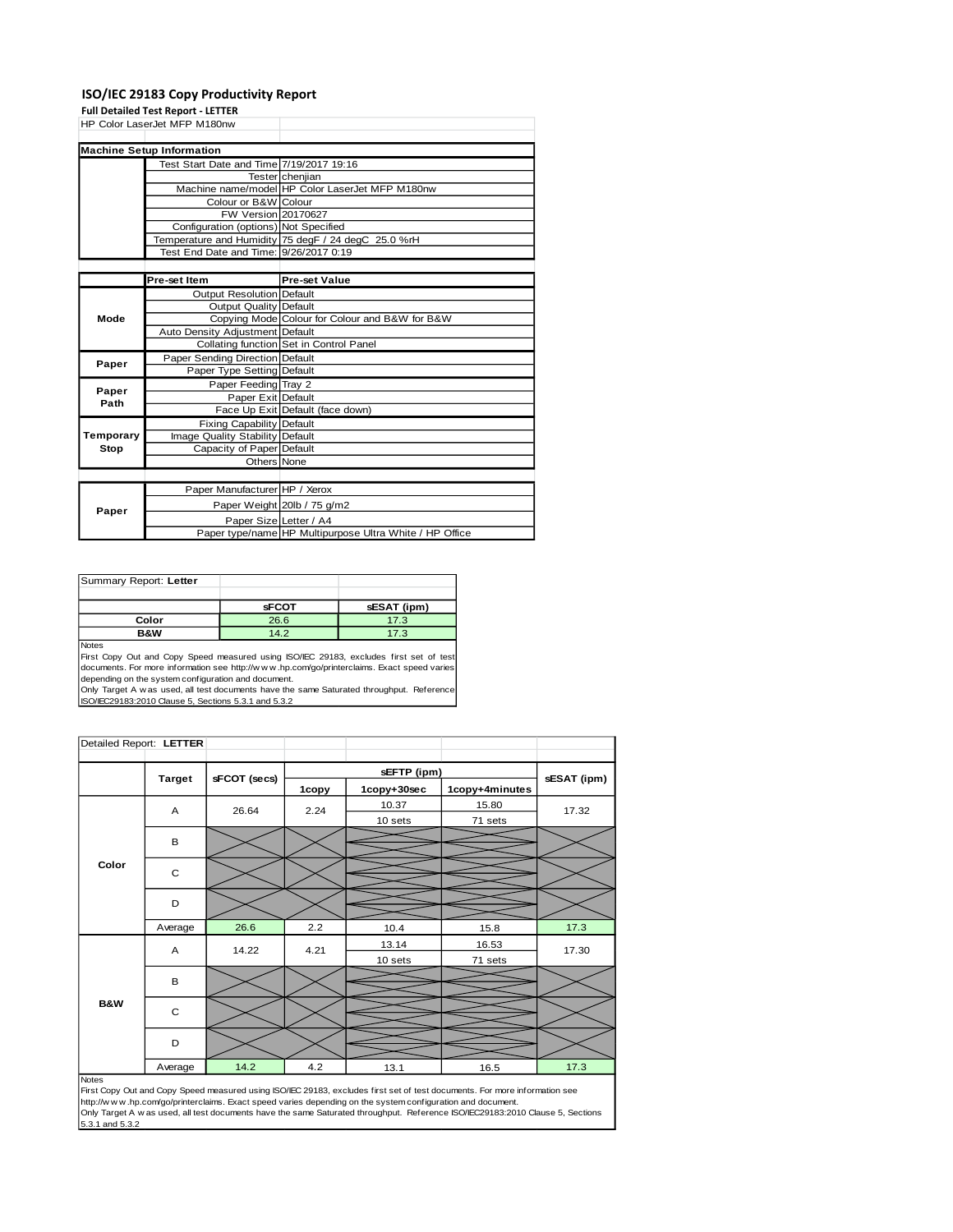# ISO/IEC 29183 Copy Productivity Report

**Full Detailed Test Report - LETTER**

HP Color LaserJet MFP M180nw

| | | |
|---|---|---|
| **Machine Setup Information** | | |
| | Test Start Date and Time | 7/19/2017 19:16 |
| | Tester | chenjian |
| | Machine name/model | HP Color LaserJet MFP M180nw |
| | Colour or B&W | Colour |
| | FW Version | 20170627 |
| | Configuration (options) | Not Specified |
| | Temperature and Humidity | 75 degF / 24 degC 25.0 %rH |
| | Test End Date and Time: | 9/26/2017 0:19 |

| | | |
|---|---|---|
| | **Pre-set Item** | **Pre-set Value** |
| **Mode** | Output Resolution | Default |
| | Output Quality | Default |
| | Copying Mode | Colour for Colour and B&W for B&W |
| | Auto Density Adjustment | Default |
| | Collating function | Set in Control Panel |
| **Paper** | Paper Sending Direction | Default |
| | Paper Type Setting | Default |
| **Paper Path** | Paper Feeding | Tray 2 |
| | Paper Exit | Default |
| | Face Up Exit | Default (face down) |
| **Temporary Stop** | Fixing Capability | Default |
| | Image Quality Stability | Default |
| | Capacity of Paper | Default |
| | Others | None |

| | | |
|---|---|---|
| **Paper** | Paper Manufacturer | HP / Xerox |
| | Paper Weight | 20lb / 75 g/m2 |
| | Paper Size | Letter / A4 |
| | Paper type/name | HP Multipurpose Ultra White / HP Office |

| Summary Report: **Letter** | | |
|---|---|---|
| | **sFCOT** | **sESAT (ipm)** |
| **Color** | 26.6 | 17.3 |
| **B&W** | 14.2 | 17.3 |

Notes
First Copy Out and Copy Speed measured using ISO/IEC 29183, excludes first set of test documents. For more information see http://www.hp.com/go/printerclaims. Exact speed varies depending on the system configuration and document.
Only Target A was used, all test documents have the same Saturated throughput. Reference ISO/IEC29183:2010 Clause 5, Sections 5.3.1 and 5.3.2

Detailed Report: **LETTER**

| | Target | sFCOT (secs) | sEFTP (ipm) | | | sESAT (ipm) |
|---|---|---|---|---|---|---|
| | | | 1copy | 1copy+30sec | 1copy+4minutes | |
| **Color** | A | 26.64 | 2.24 | 10.37<br>10 sets | 15.80<br>71 sets | 17.32 |
| | B | | | | | |
| | C | | | | | |
| | D | | | | | |
| | Average | 26.6 | 2.2 | 10.4 | 15.8 | 17.3 |
| **B&W** | A | 14.22 | 4.21 | 13.14<br>10 sets | 16.53<br>71 sets | 17.30 |
| | B | | | | | |
| | C | | | | | |
| | D | | | | | |
| | Average | 14.2 | 4.2 | 13.1 | 16.5 | 17.3 |

Notes
First Copy Out and Copy Speed measured using ISO/IEC 29183, excludes first set of test documents. For more information see http://www.hp.com/go/printerclaims. Exact speed varies depending on the system configuration and document.
Only Target A was used, all test documents have the same Saturated throughput. Reference ISO/IEC29183:2010 Clause 5, Sections 5.3.1 and 5.3.2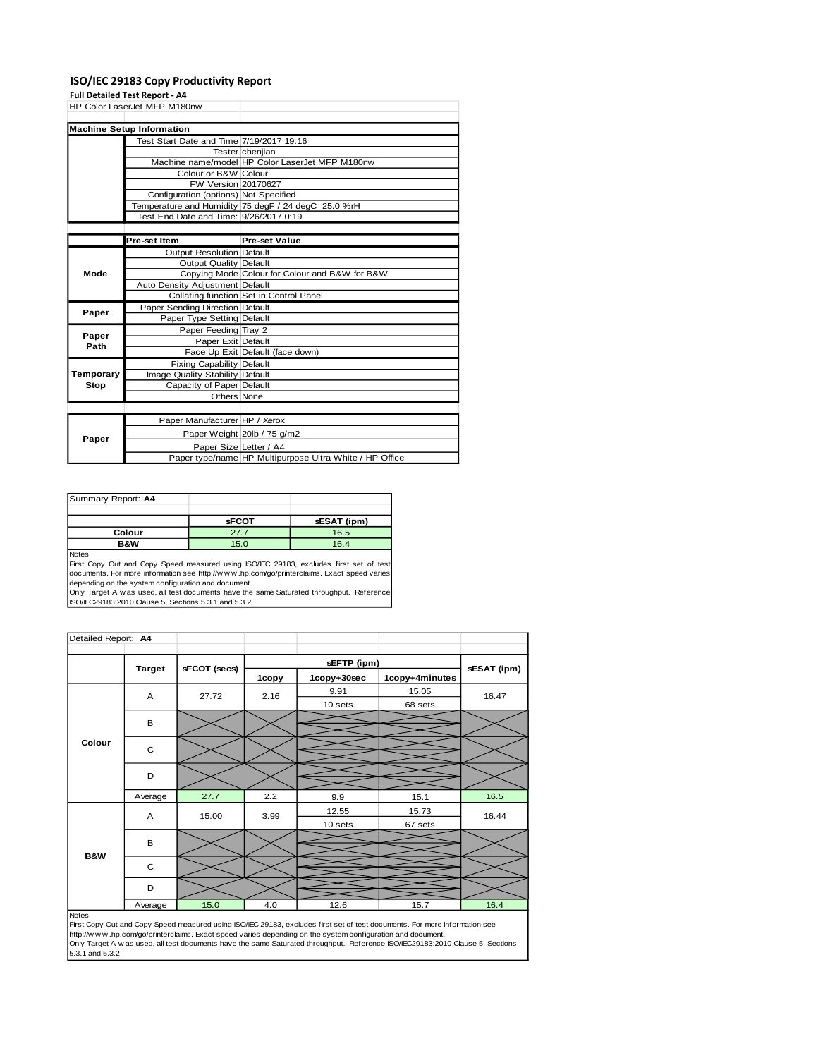# ISO/IEC 29183 Copy Productivity Report

**Full Detailed Test Report - A4**

| HP Color LaserJet MFP M180nw | | |
|---|---|---|
| **Machine Setup Information** | | |
| | Test Start Date and Time | 7/19/2017 19:16 |
| | Tester | chenjian |
| | Machine name/model | HP Color LaserJet MFP M180nw |
| | Colour or B&W | Colour |
| | FW Version | 20170627 |
| | Configuration (options) | Not Specified |
| | Temperature and Humidity | 75 degF / 24 degC 25.0 %rH |
| | Test End Date and Time: | 9/26/2017 0:19 |

| | Pre-set Item | Pre-set Value |
|---|---|---|
| **Mode** | Output Resolution | Default |
| | Output Quality | Default |
| | Copying Mode | Colour for Colour and B&W for B&W |
| | Auto Density Adjustment | Default |
| | Collating function | Set in Control Panel |
| **Paper** | Paper Sending Direction | Default |
| | Paper Type Setting | Default |
| **Paper Path** | Paper Feeding | Tray 2 |
| | Paper Exit | Default |
| | Face Up Exit | Default (face down) |
| **Temporary Stop** | Fixing Capability | Default |
| | Image Quality Stability | Default |
| | Capacity of Paper | Default |
| | Others | None |
| **Paper** | Paper Manufacturer | HP / Xerox |
| | Paper Weight | 20lb / 75 g/m2 |
| | Paper Size | Letter / A4 |
| | Paper type/name | HP Multipurpose Ultra White / HP Office |

Summary Report: **A4**

| | sFCOT | sESAT (ipm) |
|---|---|---|
| **Colour** | 27.7 | 16.5 |
| **B&W** | 15.0 | 16.4 |

Notes
First Copy Out and Copy Speed measured using ISO/IEC 29183, excludes first set of test documents. For more information see http://www.hp.com/go/printerclaims. Exact speed varies depending on the system configuration and document.
Only Target A was used, all test documents have the same Saturated throughput. Reference ISO/IEC29183:2010 Clause 5, Sections 5.3.1 and 5.3.2

Detailed Report: **A4**

| | Target | sFCOT (secs) | sEFTP (ipm) | | | sESAT (ipm) |
|---|---|---|---|---|---|---|
| | | | 1copy | 1copy+30sec | 1copy+4minutes | |
| **Colour** | A | 27.72 | 2.16 | 9.91<br>10 sets | 15.05<br>68 sets | 16.47 |
| | B | | | | | |
| | C | | | | | |
| | D | | | | | |
| | Average | 27.7 | 2.2 | 9.9 | 15.1 | 16.5 |
| **B&W** | A | 15.00 | 3.99 | 12.55<br>10 sets | 15.73<br>67 sets | 16.44 |
| | B | | | | | |
| | C | | | | | |
| | D | | | | | |
| | Average | 15.0 | 4.0 | 12.6 | 15.7 | 16.4 |

Notes
First Copy Out and Copy Speed measured using ISO/IEC 29183, excludes first set of test documents. For more information see http://www.hp.com/go/printerclaims. Exact speed varies depending on the system configuration and document.
Only Target A was used, all test documents have the same Saturated throughput. Reference ISO/IEC29183:2010 Clause 5, Sections 5.3.1 and 5.3.2